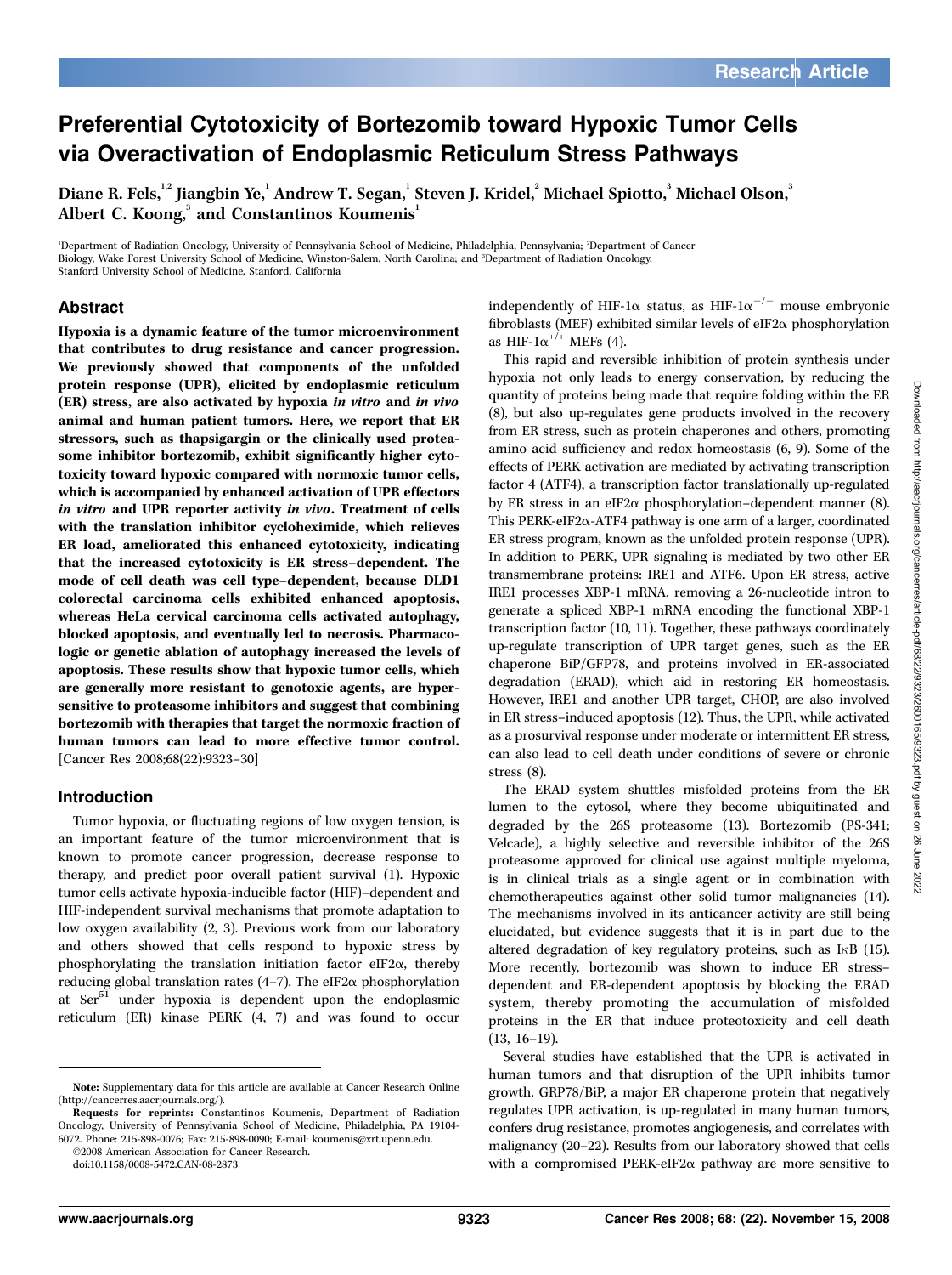# Preferential Cytotoxicity of Bortezomib toward Hypoxic Tumor Cells via Overactivation of Endoplasmic Reticulum Stress Pathways

Diane R. Fels,[1,2] Jiangbin Ye,[1] Andrew T. Segan,[1] Steven J. Kridel,[2] Michael Spiotto,[3] Michael Olson,[3] Albert C. Koong,[3] and Constantinos Koumenis[1]

[1]Department of Radiation Oncology, University of Pennsylvania School of Medicine, Philadelphia, Pennsylvania; [2]Department of Cancer Biology, Wake Forest University School of Medicine, Winston-Salem, North Carolina; and [3]Department of Radiation Oncology, Stanford University School of Medicine, Stanford, California

## Abstract

**Hypoxia is a dynamic feature of the tumor microenvironment that contributes to drug resistance and cancer progression. We previously showed that components of the unfolded protein response (UPR), elicited by endoplasmic reticulum (ER) stress, are also activated by hypoxia *in vitro* and *in vivo* animal and human patient tumors. Here, we report that ER stressors, such as thapsigargin or the clinically used proteasome inhibitor bortezomib, exhibit significantly higher cytotoxicity toward hypoxic compared with normoxic tumor cells, which is accompanied by enhanced activation of UPR effectors *in vitro* and UPR reporter activity *in vivo*. Treatment of cells with the translation inhibitor cycloheximide, which relieves ER load, ameliorated this enhanced cytotoxicity, indicating that the increased cytotoxicity is ER stress–dependent. The mode of cell death was cell type–dependent, because DLD1 colorectal carcinoma cells exhibited enhanced apoptosis, whereas HeLa cervical carcinoma cells activated autophagy, blocked apoptosis, and eventually led to necrosis. Pharmacologic or genetic ablation of autophagy increased the levels of apoptosis. These results show that hypoxic tumor cells, which are generally more resistant to genotoxic agents, are hypersensitive to proteasome inhibitors and suggest that combining bortezomib with therapies that target the normoxic fraction of human tumors can lead to more effective tumor control.** [Cancer Res 2008;68(22):9323–30]

## Introduction

Tumor hypoxia, or fluctuating regions of low oxygen tension, is an important feature of the tumor microenvironment that is known to promote cancer progression, decrease response to therapy, and predict poor overall patient survival (1). Hypoxic tumor cells activate hypoxia-inducible factor (HIF)–dependent and HIF-independent survival mechanisms that promote adaptation to low oxygen availability (2, 3). Previous work from our laboratory and others showed that cells respond to hypoxic stress by phosphorylating the translation initiation factor eIF2α, thereby reducing global translation rates (4–7). The eIF2α phosphorylation at Ser[51] under hypoxia is dependent upon the endoplasmic reticulum (ER) kinase PERK (4, 7) and was found to occur independently of HIF-1α status, as HIF-1α$^{-/-}$ mouse embryonic fibroblasts (MEF) exhibited similar levels of eIF2α phosphorylation as HIF-1α$^{+/+}$ MEFs (4).

This rapid and reversible inhibition of protein synthesis under hypoxia not only leads to energy conservation, by reducing the quantity of proteins being made that require folding within the ER (8), but also up-regulates gene products involved in the recovery from ER stress, such as protein chaperones and others, promoting amino acid sufficiency and redox homeostasis (6, 9). Some of the effects of PERK activation are mediated by activating transcription factor 4 (ATF4), a transcription factor translationally up-regulated by ER stress in an eIF2α phosphorylation–dependent manner (8). This PERK-eIF2α-ATF4 pathway is one arm of a larger, coordinated ER stress program, known as the unfolded protein response (UPR). In addition to PERK, UPR signaling is mediated by two other ER transmembrane proteins: IRE1 and ATF6. Upon ER stress, active IRE1 processes XBP-1 mRNA, removing a 26-nucleotide intron to generate a spliced XBP-1 mRNA encoding the functional XBP-1 transcription factor (10, 11). Together, these pathways coordinately up-regulate transcription of UPR target genes, such as the ER chaperone BiP/GFP78, and proteins involved in ER-associated degradation (ERAD), which aid in restoring ER homeostasis. However, IRE1 and another UPR target, CHOP, are also involved in ER stress–induced apoptosis (12). Thus, the UPR, while activated as a prosurvival response under moderate or intermittent ER stress, can also lead to cell death under conditions of severe or chronic stress (8).

The ERAD system shuttles misfolded proteins from the ER lumen to the cytosol, where they become ubiquitinated and degraded by the 26S proteasome (13). Bortezomib (PS-341; Velcade), a highly selective and reversible inhibitor of the 26S proteasome approved for clinical use against multiple myeloma, is in clinical trials as a single agent or in combination with chemotherapeutics against other solid tumor malignancies (14). The mechanisms involved in its anticancer activity are still being elucidated, but evidence suggests that it is in part due to the altered degradation of key regulatory proteins, such as IκB (15). More recently, bortezomib was shown to induce ER stress–dependent and ER-dependent apoptosis by blocking the ERAD system, thereby promoting the accumulation of misfolded proteins in the ER that induce proteotoxicity and cell death (13, 16–19).

Several studies have established that the UPR is activated in human tumors and that disruption of the UPR inhibits tumor growth. GRP78/BiP, a major ER chaperone protein that negatively regulates UPR activation, is up-regulated in many human tumors, confers drug resistance, promotes angiogenesis, and correlates with malignancy (20–22). Results from our laboratory showed that cells with a compromised PERK-eIF2α pathway are more sensitive to

**Note:** Supplementary data for this article are available at Cancer Research Online (http://cancerres.aacrjournals.org/).

**Requests for reprints:** Constantinos Koumenis, Department of Radiation Oncology, University of Pennsylvania School of Medicine, Philadelphia, PA 19104-6072. Phone: 215-898-0076; Fax: 215-898-0090; E-mail: koumenis@xrt.upenn.edu.

©2008 American Association for Cancer Research.

doi:10.1158/0008-5472.CAN-08-2873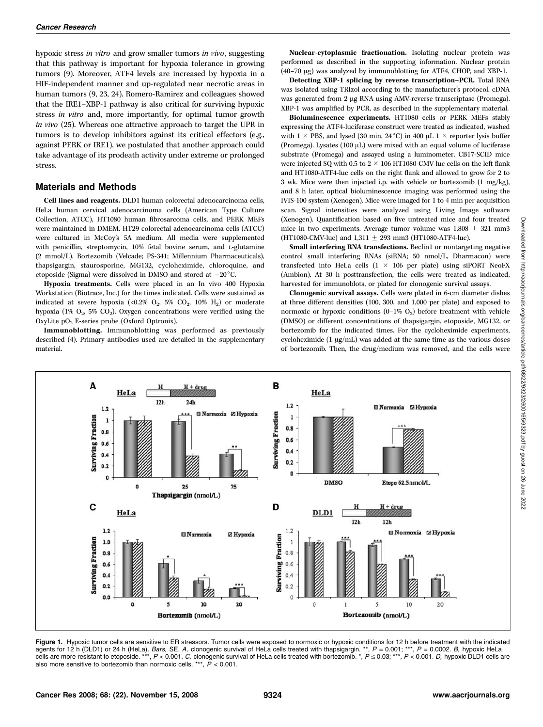hypoxic stress *in vitro* and grow smaller tumors *in vivo*, suggesting that this pathway is important for hypoxia tolerance in growing tumors (9). Moreover, ATF4 levels are increased by hypoxia in a HIF-independent manner and up-regulated near necrotic areas in human tumors (9, 23, 24). Romero-Ramirez and colleagues showed that the IRE1–XBP-1 pathway is also critical for surviving hypoxic stress *in vitro* and, more importantly, for optimal tumor growth *in vivo* (25). Whereas one attractive approach to target the UPR in tumors is to develop inhibitors against its critical effectors (e.g., against PERK or IRE1), we postulated that another approach could take advantage of its prodeath activity under extreme or prolonged stress.

## Materials and Methods

**Cell lines and reagents.** DLD1 human colorectal adenocarcinoma cells, HeLa human cervical adenocarcinoma cells (American Type Culture Collection, ATCC), HT1080 human fibrosarcoma cells, and PERK MEFs were maintained in DMEM. HT29 colorectal adenocarcinoma cells (ATCC) were cultured in McCoy's 5A medium. All media were supplemented with penicillin, streptomycin, 10% fetal bovine serum, and L-glutamine (2 mmol/L). Bortezomib (Velcade; PS-341; Millennium Pharmaceuticals), thapsigargin, staurosporine, MG132, cycloheximide, chloroquine, and etoposide (Sigma) were dissolved in DMSO and stored at −20°C.

**Hypoxia treatments.** Cells were placed in an In vivo 400 Hypoxia Workstation (Biotrace, Inc.) for the times indicated. Cells were sustained as indicated at severe hypoxia (<0.2% $O_2$, 5% $CO_2$, 10% $H_2$) or moderate hypoxia (1% $O_2$, 5% $CO_2$). Oxygen concentrations were verified using the OxyLite $pO_2$ E-series probe (Oxford Optronix).

**Immunoblotting.** Immunoblotting was performed as previously described (4). Primary antibodies used are detailed in the supplementary material.

**Nuclear-cytoplasmic fractionation.** Isolating nuclear protein was performed as described in the supporting information. Nuclear protein (40–70 μg) was analyzed by immunoblotting for ATF4, CHOP, and XBP-1.

**Detecting XBP-1 splicing by reverse transcription–PCR.** Total RNA was isolated using TRIzol according to the manufacturer's protocol. cDNA was generated from 2 μg RNA using AMV-reverse transcriptase (Promega). XBP-1 was amplified by PCR, as described in the supplementary material.

**Bioluminescence experiments.** HT1080 cells or PERK MEFs stably expressing the ATF4-luciferase construct were treated as indicated, washed with 1 × PBS, and lysed (30 min, 24°C) in 400 μL 1 × reporter lysis buffer (Promega). Lysates (100 μL) were mixed with an equal volume of luciferase substrate (Promega) and assayed using a luminometer. CB17-SCID mice were injected SQ with 0.5 to 2 × 106 HT1080-CMV-luc cells on the left flank and HT1080-ATF4-luc cells on the right flank and allowed to grow for 2 to 3 wk. Mice were then injected i.p. with vehicle or bortezomib (1 mg/kg), and 8 h later, optical bioluminescence imaging was performed using the IVIS-100 system (Xenogen). Mice were imaged for 1 to 4 min per acquisition scan. Signal intensities were analyzed using Living Image software (Xenogen). Quantification based on five untreated mice and four treated mice in two experiments. Average tumor volume was 1,808 ± 321 mm3 (HT1080-CMV-luc) and 1,311 ± 293 mm3 (HT1080-ATF4-luc).

**Small interfering RNA transfections.** Beclin1 or nontargeting negative control small interfering RNAs (siRNA; 50 nmol/L, Dharmacon) were transfected into HeLa cells (1 × 106 per plate) using siPORT NeoFX (Ambion). At 30 h posttransfection, the cells were treated as indicated, harvested for immunoblots, or plated for clonogenic survival assays.

**Clonogenic survival assays.** Cells were plated in 6-cm diameter dishes at three different densities (100, 300, and 1,000 per plate) and exposed to normoxic or hypoxic conditions (0–1% $O_2$) before treatment with vehicle (DMSO) or different concentrations of thapsigargin, etoposide, MG132, or bortezomib for the indicated times. For the cycloheximide experiments, cycloheximide (1 μg/mL) was added at the same time as the various doses of bortezomib. Then, the drug/medium was removed, and the cells were

**Figure 1.** Hypoxic tumor cells are sensitive to ER stressors. Tumor cells were exposed to normoxic or hypoxic conditions for 12 h before treatment with the indicated agents for 12 h (DLD1) or 24 h (HeLa). *Bars,* SE. *A,* clonogenic survival of HeLa cells treated with thapsigargin. \*\*, $P = 0.001$; \*\*\*, $P = 0.0002$. *B,* hypoxic HeLa cells are more resistant to etoposide. \*\*\*, $P < 0.001$. *C,* clonogenic survival of HeLa cells treated with bortezomib. \*, $P \leq 0.03$; \*\*\*, $P < 0.001$. *D,* hypoxic DLD1 cells are also more sensitive to bortezomib than normoxic cells. \*\*\*, $P < 0.001$.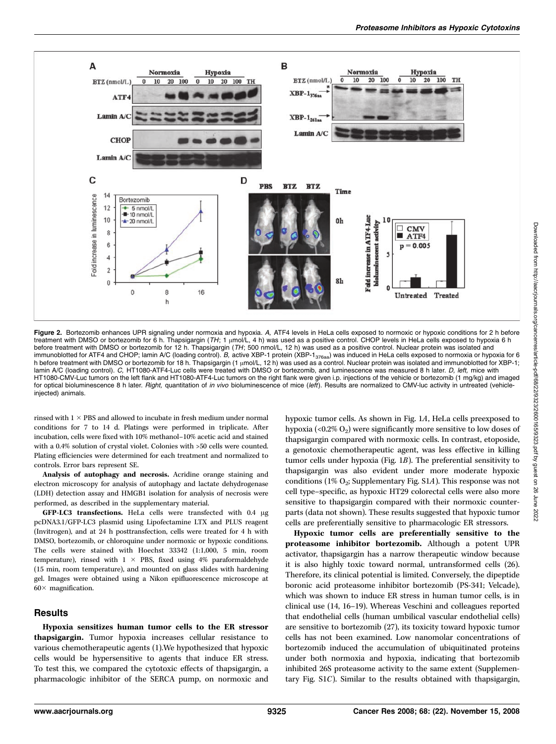**Figure 2.** Bortezomib enhances UPR signaling under normoxia and hypoxia. *A,* ATF4 levels in HeLa cells exposed to normoxic or hypoxic conditions for 2 h before treatment with DMSO or bortezomib for 6 h. Thapsigargin (*TH*; 1 μmol/L, 4 h) was used as a positive control. CHOP levels in HeLa cells exposed to hypoxia 6 h before treatment with DMSO or bortezomib for 12 h. Thapsigargin (*TH*; 500 nmol/L, 12 h) was used as a positive control. Nuclear protein was isolated and immunoblotted for ATF4 and CHOP; lamin A/C (loading control). *B,* active XBP-1 protein ($XBP\text{-}1_{376aa}$) was induced in HeLa cells exposed to normoxia or hypoxia for 6 h before treatment with DMSO or bortezomib for 18 h. Thapsigargin (1 μmol/L, 12 h) was used as a control. Nuclear protein was isolated and immunoblotted for XBP-1; lamin A/C (loading control). *C,* HT1080-ATF4-Luc cells were treated with DMSO or bortezomib, and luminescence was measured 8 h later. *D, left,* mice with HT1080-CMV-Luc tumors on the left flank and HT1080-ATF4-Luc tumors on the right flank were given i.p. injections of the vehicle or bortezomib (1 mg/kg) and imaged for optical bioluminescence 8 h later. *Right,* quantitation of *in vivo* bioluminescence of mice (*left*). Results are normalized to CMV-luc activity in untreated (vehicle-injected) animals.

rinsed with 1 × PBS and allowed to incubate in fresh medium under normal conditions for 7 to 14 d. Platings were performed in triplicate. After incubation, cells were fixed with 10% methanol–10% acetic acid and stained with a 0.4% solution of crystal violet. Colonies with >50 cells were counted. Plating efficiencies were determined for each treatment and normalized to controls. Error bars represent SE.

**Analysis of autophagy and necrosis.** Acridine orange staining and electron microscopy for analysis of autophagy and lactate dehydrogenase (LDH) detection assay and HMGB1 isolation for analysis of necrosis were performed, as described in the supplementary material.

**GFP-LC3 transfections.** HeLa cells were transfected with 0.4 μg pcDNA3.1/GFP-LC3 plasmid using Lipofectamine LTX and PLUS reagent (Invitrogen), and at 24 h posttransfection, cells were treated for 4 h with DMSO, bortezomib, or chloroquine under normoxic or hypoxic conditions. The cells were stained with Hoechst 33342 (1:1,000, 5 min, room temperature), rinsed with 1 × PBS, fixed using 4% paraformaldehyde (15 min, room temperature), and mounted on glass slides with hardening gel. Images were obtained using a Nikon epifluorescence microscope at 60× magnification.

## Results

**Hypoxia sensitizes human tumor cells to the ER stressor thapsigargin.** Tumor hypoxia increases cellular resistance to various chemotherapeutic agents (1). We hypothesized that hypoxic cells would be hypersensitive to agents that induce ER stress. To test this, we compared the cytotoxic effects of thapsigargin, a pharmacologic inhibitor of the SERCA pump, on normoxic and hypoxic tumor cells. As shown in Fig. 1*A*, HeLa cells preexposed to hypoxia (<0.2% $O_2$) were significantly more sensitive to low doses of thapsigargin compared with normoxic cells. In contrast, etoposide, a genotoxic chemotherapeutic agent, was less effective in killing tumor cells under hypoxia (Fig. 1*B*). The preferential sensitivity to thapsigargin was also evident under more moderate hypoxic conditions (1% $O_2$; Supplementary Fig. S1*A*). This response was not cell type–specific, as hypoxic HT29 colorectal cells were also more sensitive to thapsigargin compared with their normoxic counterparts (data not shown). These results suggested that hypoxic tumor cells are preferentially sensitive to pharmacologic ER stressors.

**Hypoxic tumor cells are preferentially sensitive to the proteasome inhibitor bortezomib.** Although a potent UPR activator, thapsigargin has a narrow therapeutic window because it is also highly toxic toward normal, untransformed cells (26). Therefore, its clinical potential is limited. Conversely, the dipeptide boronic acid proteasome inhibitor bortezomib (PS-341; Velcade), which was shown to induce ER stress in human tumor cells, is in clinical use (14, 16–19). Whereas Veschini and colleagues reported that endothelial cells (human umbilical vascular endothelial cells) are sensitive to bortezomib (27), its toxicity toward hypoxic tumor cells has not been examined. Low nanomolar concentrations of bortezomib induced the accumulation of ubiquitinated proteins under both normoxia and hypoxia, indicating that bortezomib inhibited 26S proteasome activity to the same extent (Supplementary Fig. S1*C*). Similar to the results obtained with thapsigargin,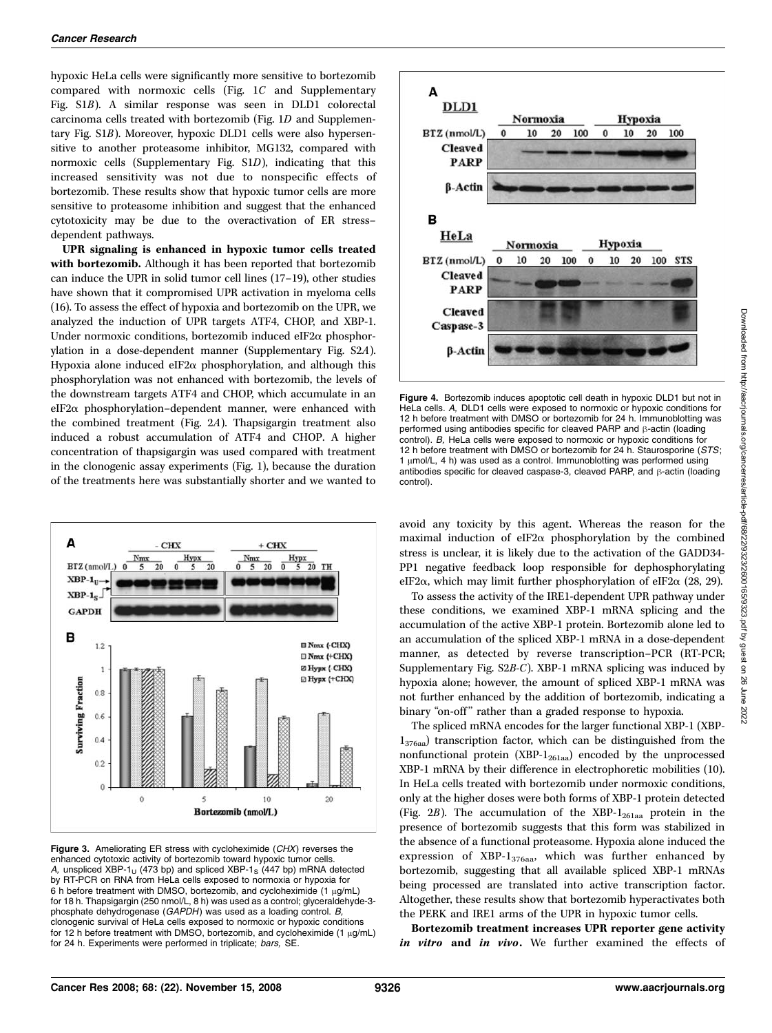hypoxic HeLa cells were significantly more sensitive to bortezomib compared with normoxic cells (Fig. 1*C* and Supplementary Fig. S1*B*). A similar response was seen in DLD1 colorectal carcinoma cells treated with bortezomib (Fig. 1*D* and Supplementary Fig. S1*B*). Moreover, hypoxic DLD1 cells were also hypersensitive to another proteasome inhibitor, MG132, compared with normoxic cells (Supplementary Fig. S1*D*), indicating that this increased sensitivity was not due to nonspecific effects of bortezomib. These results show that hypoxic tumor cells are more sensitive to proteasome inhibition and suggest that the enhanced cytotoxicity may be due to the overactivation of ER stress–dependent pathways.

**UPR signaling is enhanced in hypoxic tumor cells treated with bortezomib.** Although it has been reported that bortezomib can induce the UPR in solid tumor cell lines (17–19), other studies have shown that it compromised UPR activation in myeloma cells (16). To assess the effect of hypoxia and bortezomib on the UPR, we analyzed the induction of UPR targets ATF4, CHOP, and XBP-1. Under normoxic conditions, bortezomib induced eIF2α phosphorylation in a dose-dependent manner (Supplementary Fig. S2*A*). Hypoxia alone induced eIF2α phosphorylation, and although this phosphorylation was not enhanced with bortezomib, the levels of the downstream targets ATF4 and CHOP, which accumulate in an eIF2α phosphorylation–dependent manner, were enhanced with the combined treatment (Fig. 2*A*). Thapsigargin treatment also induced a robust accumulation of ATF4 and CHOP. A higher concentration of thapsigargin was used compared with treatment in the clonogenic assay experiments (Fig. 1), because the duration of the treatments here was substantially shorter and we wanted to avoid any toxicity by this agent. Whereas the reason for the maximal induction of eIF2α phosphorylation by the combined stress is unclear, it is likely due to the activation of the GADD34-PP1 negative feedback loop responsible for dephosphorylating eIF2α, which may limit further phosphorylation of eIF2α (28, 29).

To assess the activity of the IRE1-dependent UPR pathway under these conditions, we examined XBP-1 mRNA splicing and the accumulation of the active XBP-1 protein. Bortezomib alone led to an accumulation of the spliced XBP-1 mRNA in a dose-dependent manner, as detected by reverse transcription–PCR (RT-PCR; Supplementary Fig. S2*B-C*). XBP-1 mRNA splicing was induced by hypoxia alone; however, the amount of spliced XBP-1 mRNA was not further enhanced by the addition of bortezomib, indicating a binary "on-off" rather than a graded response to hypoxia.

The spliced mRNA encodes for the larger functional XBP-1 (XBP-$1_{376aa}$) transcription factor, which can be distinguished from the nonfunctional protein (XBP-$1_{261aa}$) encoded by the unprocessed XBP-1 mRNA by their difference in electrophoretic mobilities (10). In HeLa cells treated with bortezomib under normoxic conditions, only at the higher doses were both forms of XBP-1 protein detected (Fig. 2*B*). The accumulation of the XBP-$1_{261aa}$ protein in the presence of bortezomib suggests that this form was stabilized in the absence of a functional proteasome. Hypoxia alone induced the expression of XBP-$1_{376aa}$, which was further enhanced by bortezomib, suggesting that all available spliced XBP-1 mRNAs being processed are translated into active transcription factor. Altogether, these results show that bortezomib hyperactivates both the PERK and IRE1 arms of the UPR in hypoxic tumor cells.

**Bortezomib treatment increases UPR reporter gene activity *in vitro* and *in vivo*.** We further examined the effects of

**Figure 3.** Ameliorating ER stress with cycloheximide (*CHX*) reverses the enhanced cytotoxic activity of bortezomib toward hypoxic tumor cells. *A,* unspliced XBP-$1_U$ (473 bp) and spliced XBP-$1_S$ (447 bp) mRNA detected by RT-PCR on RNA from HeLa cells exposed to normoxia or hypoxia for 6 h before treatment with DMSO, bortezomib, and cycloheximide (1 μg/mL) for 18 h. Thapsigargin (250 nmol/L, 8 h) was used as a control; glyceraldehyde-3-phosphate dehydrogenase (*GAPDH*) was used as a loading control. *B,* clonogenic survival of HeLa cells exposed to normoxic or hypoxic conditions for 12 h before treatment with DMSO, bortezomib, and cycloheximide (1 μg/mL) for 24 h. Experiments were performed in triplicate; *bars,* SE.

**Figure 4.** Bortezomib induces apoptotic cell death in hypoxic DLD1 but not in HeLa cells. *A,* DLD1 cells were exposed to normoxic or hypoxic conditions for 12 h before treatment with DMSO or bortezomib for 24 h. Immunoblotting was performed using antibodies specific for cleaved PARP and β-actin (loading control). *B,* HeLa cells were exposed to normoxic or hypoxic conditions for 12 h before treatment with DMSO or bortezomib for 24 h. Staurosporine (*STS*; 1 μmol/L, 4 h) was used as a control. Immunoblotting was performed using antibodies specific for cleaved caspase-3, cleaved PARP, and β-actin (loading control).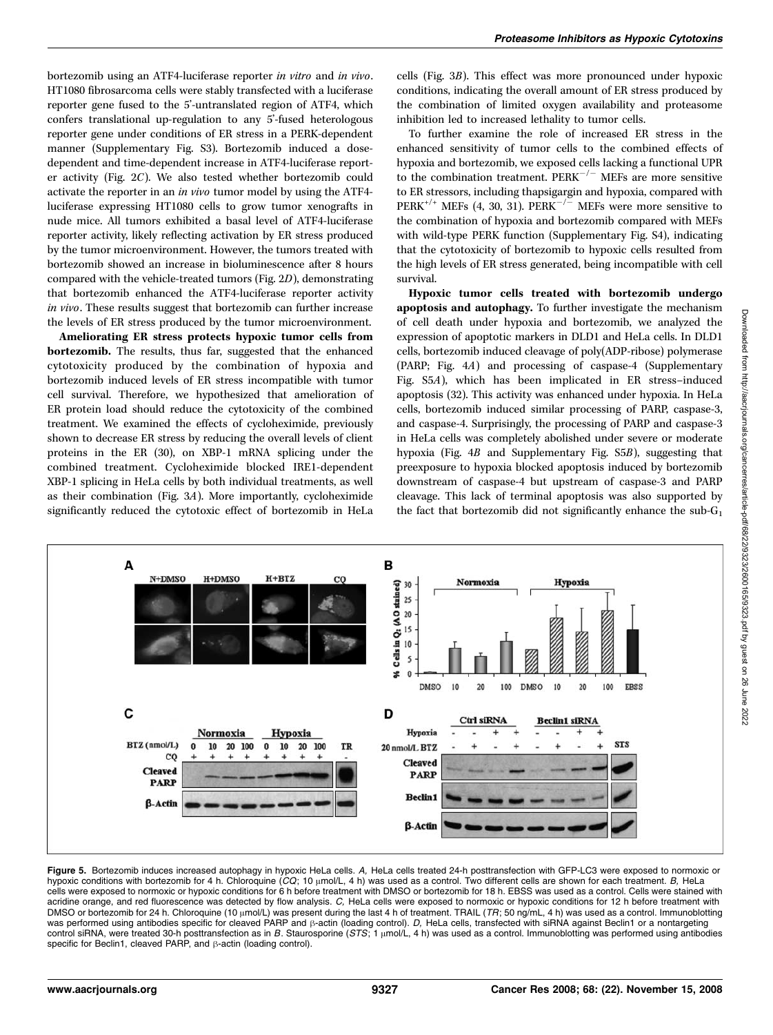bortezomib using an ATF4-luciferase reporter *in vitro* and *in vivo*. HT1080 fibrosarcoma cells were stably transfected with a luciferase reporter gene fused to the 5'-untranslated region of ATF4, which confers translational up-regulation to any 5'-fused heterologous reporter gene under conditions of ER stress in a PERK-dependent manner (Supplementary Fig. S3). Bortezomib induced a dose-dependent and time-dependent increase in ATF4-luciferase reporter activity (Fig. 2*C*). We also tested whether bortezomib could activate the reporter in an *in vivo* tumor model by using the ATF4-luciferase expressing HT1080 cells to grow tumor xenografts in nude mice. All tumors exhibited a basal level of ATF4-luciferase reporter activity, likely reflecting activation by ER stress produced by the tumor microenvironment. However, the tumors treated with bortezomib showed an increase in bioluminescence after 8 hours compared with the vehicle-treated tumors (Fig. 2*D*), demonstrating that bortezomib enhanced the ATF4-luciferase reporter activity *in vivo*. These results suggest that bortezomib can further increase the levels of ER stress produced by the tumor microenvironment.

**Ameliorating ER stress protects hypoxic tumor cells from bortezomib.** The results, thus far, suggested that the enhanced cytotoxicity produced by the combination of hypoxia and bortezomib induced levels of ER stress incompatible with tumor cell survival. Therefore, we hypothesized that amelioration of ER protein load should reduce the cytotoxicity of the combined treatment. We examined the effects of cycloheximide, previously shown to decrease ER stress by reducing the overall levels of client proteins in the ER (30), on XBP-1 mRNA splicing under the combined treatment. Cycloheximide blocked IRE1-dependent XBP-1 splicing in HeLa cells by both individual treatments, as well as their combination (Fig. 3*A*). More importantly, cycloheximide significantly reduced the cytotoxic effect of bortezomib in HeLa cells (Fig. 3*B*). This effect was more pronounced under hypoxic conditions, indicating the overall amount of ER stress produced by the combination of limited oxygen availability and proteasome inhibition led to increased lethality to tumor cells.

To further examine the role of increased ER stress in the enhanced sensitivity of tumor cells to the combined effects of hypoxia and bortezomib, we exposed cells lacking a functional UPR to the combination treatment. $PERK^{-/-}$ MEFs are more sensitive to ER stressors, including thapsigargin and hypoxia, compared with $PERK^{+/+}$ MEFs (4, 30, 31). $PERK^{-/-}$ MEFs were more sensitive to the combination of hypoxia and bortezomib compared with MEFs with wild-type PERK function (Supplementary Fig. S4), indicating that the cytotoxicity of bortezomib to hypoxic cells resulted from the high levels of ER stress generated, being incompatible with cell survival.

**Hypoxic tumor cells treated with bortezomib undergo apoptosis and autophagy.** To further investigate the mechanism of cell death under hypoxia and bortezomib, we analyzed the expression of apoptotic markers in DLD1 and HeLa cells. In DLD1 cells, bortezomib induced cleavage of poly(ADP-ribose) polymerase (PARP; Fig. 4*A*) and processing of caspase-4 (Supplementary Fig. S5*A*), which has been implicated in ER stress–induced apoptosis (32). This activity was enhanced under hypoxia. In HeLa cells, bortezomib induced similar processing of PARP, caspase-3, and caspase-4. Surprisingly, the processing of PARP and caspase-3 in HeLa cells was completely abolished under severe or moderate hypoxia (Fig. 4*B* and Supplementary Fig. S5*B*), suggesting that preexposure to hypoxia blocked apoptosis induced by bortezomib downstream of caspase-4 but upstream of caspase-3 and PARP cleavage. This lack of terminal apoptosis was also supported by the fact that bortezomib did not significantly enhance the sub-$G_1$

**Figure 5.** Bortezomib induces increased autophagy in hypoxic HeLa cells. *A,* HeLa cells treated 24-h posttransfection with GFP-LC3 were exposed to normoxic or hypoxic conditions with bortezomib for 4 h. Chloroquine (*CQ*; 10 μmol/L, 4 h) was used as a control. Two different cells are shown for each treatment. *B,* HeLa cells were exposed to normoxic or hypoxic conditions for 6 h before treatment with DMSO or bortezomib for 18 h. EBSS was used as a control. Cells were stained with acridine orange, and red fluorescence was detected by flow analysis. *C,* HeLa cells were exposed to normoxic or hypoxic conditions for 12 h before treatment with DMSO or bortezomib for 24 h. Chloroquine (10 μmol/L) was present during the last 4 h of treatment. TRAIL (*TR*; 50 ng/mL, 4 h) was used as a control. Immunoblotting was performed using antibodies specific for cleaved PARP and β-actin (loading control). *D,* HeLa cells, transfected with siRNA against Beclin1 or a nontargeting control siRNA, were treated 30-h posttransfection as in *B*. Staurosporine (*STS*; 1 μmol/L, 4 h) was used as a control. Immunoblotting was performed using antibodies specific for Beclin1, cleaved PARP, and β-actin (loading control).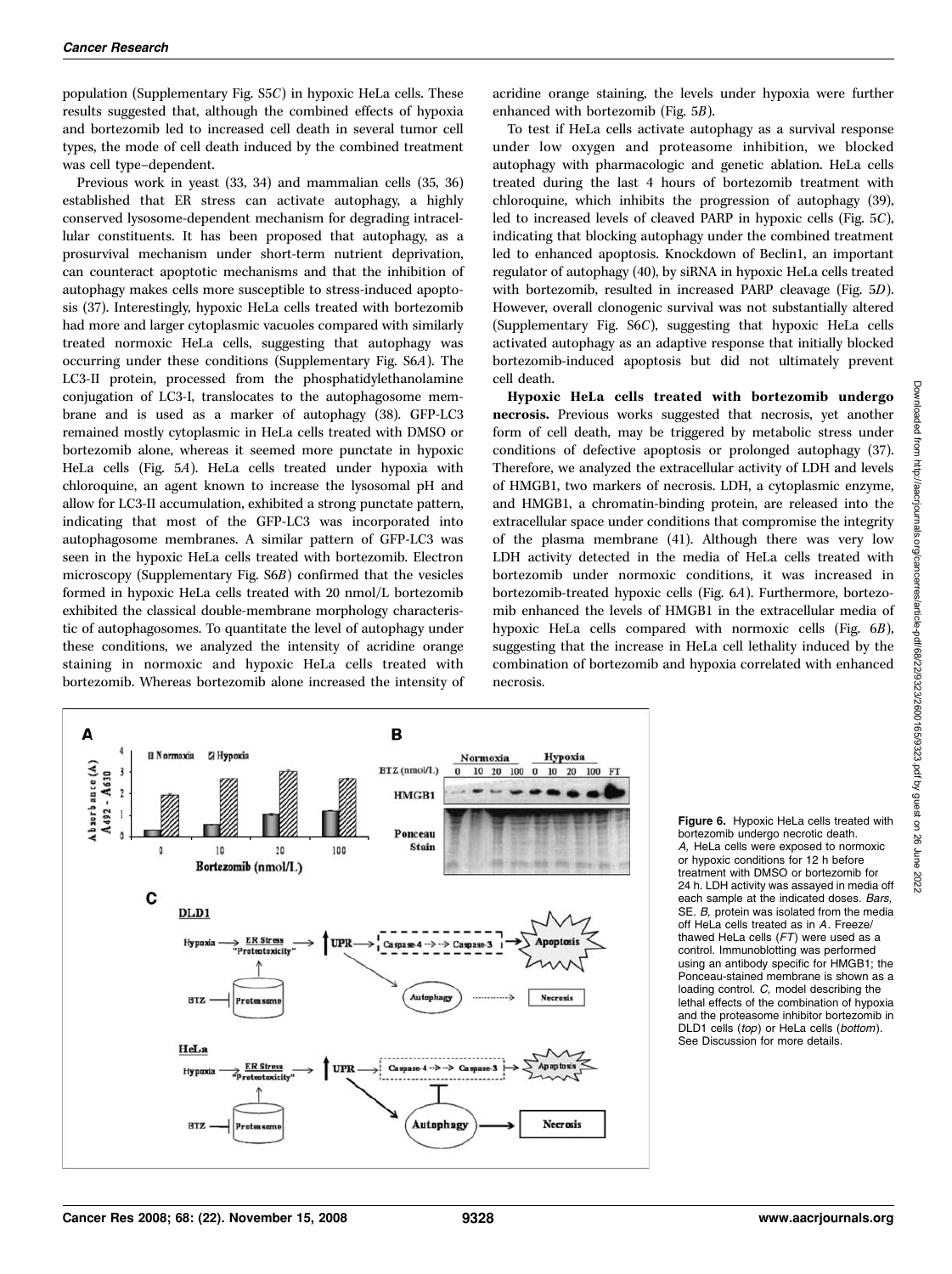population (Supplementary Fig. S5C) in hypoxic HeLa cells. These results suggested that, although the combined effects of hypoxia and bortezomib led to increased cell death in several tumor cell types, the mode of cell death induced by the combined treatment was cell type–dependent.

Previous work in yeast (33, 34) and mammalian cells (35, 36) established that ER stress can activate autophagy, a highly conserved lysosome-dependent mechanism for degrading intracellular constituents. It has been proposed that autophagy, as a prosurvival mechanism under short-term nutrient deprivation, can counteract apoptotic mechanisms and that the inhibition of autophagy makes cells more susceptible to stress-induced apoptosis (37). Interestingly, hypoxic HeLa cells treated with bortezomib had more and larger cytoplasmic vacuoles compared with similarly treated normoxic HeLa cells, suggesting that autophagy was occurring under these conditions (Supplementary Fig. S6A). The LC3-II protein, processed from the phosphatidylethanolamine conjugation of LC3-I, translocates to the autophagosome membrane and is used as a marker of autophagy (38). GFP-LC3 remained mostly cytoplasmic in HeLa cells treated with DMSO or bortezomib alone, whereas it seemed more punctate in hypoxic HeLa cells (Fig. 5A). HeLa cells treated under hypoxia with chloroquine, an agent known to increase the lysosomal pH and allow for LC3-II accumulation, exhibited a strong punctate pattern, indicating that most of the GFP-LC3 was incorporated into autophagosome membranes. A similar pattern of GFP-LC3 was seen in the hypoxic HeLa cells treated with bortezomib. Electron microscopy (Supplementary Fig. S6B) confirmed that the vesicles formed in hypoxic HeLa cells treated with 20 nmol/L bortezomib exhibited the classical double-membrane morphology characteristic of autophagosomes. To quantitate the level of autophagy under these conditions, we analyzed the intensity of acridine orange staining in normoxic and hypoxic HeLa cells treated with bortezomib. Whereas bortezomib alone increased the intensity of acridine orange staining, the levels under hypoxia were further enhanced with bortezomib (Fig. 5B).

To test if HeLa cells activate autophagy as a survival response under low oxygen and proteasome inhibition, we blocked autophagy with pharmacologic and genetic ablation. HeLa cells treated during the last 4 hours of bortezomib treatment with chloroquine, which inhibits the progression of autophagy (39), led to increased levels of cleaved PARP in hypoxic cells (Fig. 5C), indicating that blocking autophagy under the combined treatment led to enhanced apoptosis. Knockdown of Beclin1, an important regulator of autophagy (40), by siRNA in hypoxic HeLa cells treated with bortezomib, resulted in increased PARP cleavage (Fig. 5D). However, overall clonogenic survival was not substantially altered (Supplementary Fig. S6C), suggesting that hypoxic HeLa cells activated autophagy as an adaptive response that initially blocked bortezomib-induced apoptosis but did not ultimately prevent cell death.

**Hypoxic HeLa cells treated with bortezomib undergo necrosis.** Previous works suggested that necrosis, yet another form of cell death, may be triggered by metabolic stress under conditions of defective apoptosis or prolonged autophagy (37). Therefore, we analyzed the extracellular activity of LDH and levels of HMGB1, two markers of necrosis. LDH, a cytoplasmic enzyme, and HMGB1, a chromatin-binding protein, are released into the extracellular space under conditions that compromise the integrity of the plasma membrane (41). Although there was very low LDH activity detected in the media of HeLa cells treated with bortezomib under normoxic conditions, it was increased in bortezomib-treated hypoxic cells (Fig. 6A). Furthermore, bortezomib enhanced the levels of HMGB1 in the extracellular media of hypoxic HeLa cells compared with normoxic cells (Fig. 6B), suggesting that the increase in HeLa cell lethality induced by the combination of bortezomib and hypoxia correlated with enhanced necrosis.

**Figure 6.** Hypoxic HeLa cells treated with bortezomib undergo necrotic death. *A,* HeLa cells were exposed to normoxic or hypoxic conditions for 12 h before treatment with DMSO or bortezomib for 24 h. LDH activity was assayed in media off each sample at the indicated doses. *Bars,* SE. *B,* protein was isolated from the media off HeLa cells treated as in *A*. Freeze/thawed HeLa cells (*FT*) were used as a control. Immunoblotting was performed using an antibody specific for HMGB1; the Ponceau-stained membrane is shown as a loading control. *C,* model describing the lethal effects of the combination of hypoxia and the proteasome inhibitor bortezomib in DLD1 cells (*top*) or HeLa cells (*bottom*). See Discussion for more details.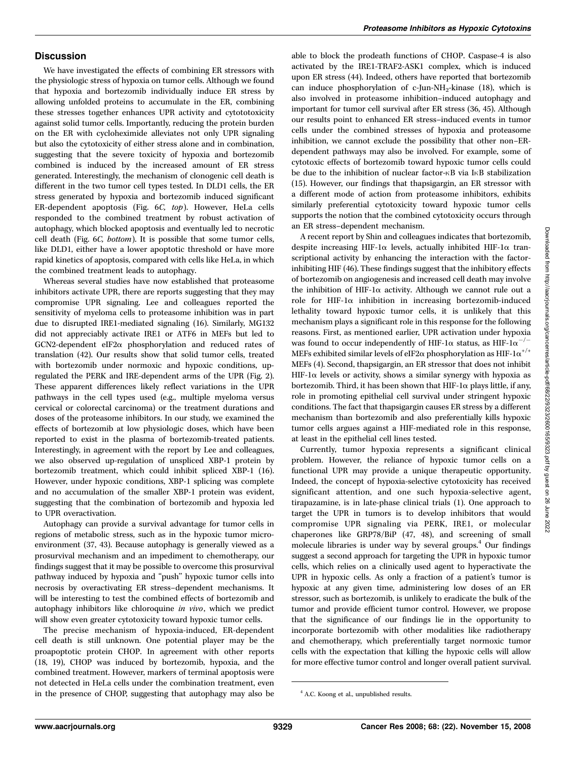## Discussion

We have investigated the effects of combining ER stressors with the physiologic stress of hypoxia on tumor cells. Although we found that hypoxia and bortezomib individually induce ER stress by allowing unfolded proteins to accumulate in the ER, combining these stresses together enhances UPR activity and cytototoxicity against solid tumor cells. Importantly, reducing the protein burden on the ER with cycloheximide alleviates not only UPR signaling but also the cytotoxicity of either stress alone and in combination, suggesting that the severe toxicity of hypoxia and bortezomib combined is induced by the increased amount of ER stress generated. Interestingly, the mechanism of clonogenic cell death is different in the two tumor cell types tested. In DLD1 cells, the ER stress generated by hypoxia and bortezomib induced significant ER-dependent apoptosis (Fig. 6*C*, *top*). However, HeLa cells responded to the combined treatment by robust activation of autophagy, which blocked apoptosis and eventually led to necrotic cell death (Fig. 6*C*, *bottom*). It is possible that some tumor cells, like DLD1, either have a lower apoptotic threshold or have more rapid kinetics of apoptosis, compared with cells like HeLa, in which the combined treatment leads to autophagy.

Whereas several studies have now established that proteasome inhibitors activate UPR, there are reports suggesting that they may compromise UPR signaling. Lee and colleagues reported the sensitivity of myeloma cells to proteasome inhibition was in part due to disrupted IRE1-mediated signaling (16). Similarly, MG132 did not appreciably activate IRE1 or ATF6 in MEFs but led to GCN2-dependent eIF2α phosphorylation and reduced rates of translation (42). Our results show that solid tumor cells, treated with bortezomib under normoxic and hypoxic conditions, up-regulated the PERK and IRE-dependent arms of the UPR (Fig. 2). These apparent differences likely reflect variations in the UPR pathways in the cell types used (e.g., multiple myeloma versus cervical or colorectal carcinoma) or the treatment durations and doses of the proteasome inhibitors. In our study, we examined the effects of bortezomib at low physiologic doses, which have been reported to exist in the plasma of bortezomib-treated patients. Interestingly, in agreement with the report by Lee and colleagues, we also observed up-regulation of unspliced XBP-1 protein by bortezomib treatment, which could inhibit spliced XBP-1 (16). However, under hypoxic conditions, XBP-1 splicing was complete and no accumulation of the smaller XBP-1 protein was evident, suggesting that the combination of bortezomib and hypoxia led to UPR overactivation.

Autophagy can provide a survival advantage for tumor cells in regions of metabolic stress, such as in the hypoxic tumor microenvironment (37, 43). Because autophagy is generally viewed as a prosurvival mechanism and an impediment to chemotherapy, our findings suggest that it may be possible to overcome this prosurvival pathway induced by hypoxia and "push" hypoxic tumor cells into necrosis by overactivating ER stress–dependent mechanisms. It will be interesting to test the combined effects of bortezomib and autophagy inhibitors like chloroquine *in vivo*, which we predict will show even greater cytotoxicity toward hypoxic tumor cells.

The precise mechanism of hypoxia-induced, ER-dependent cell death is still unknown. One potential player may be the proapoptotic protein CHOP. In agreement with other reports (18, 19), CHOP was induced by bortezomib, hypoxia, and the combined treatment. However, markers of terminal apoptosis were not detected in HeLa cells under the combination treatment, even in the presence of CHOP, suggesting that autophagy may also be able to block the prodeath functions of CHOP. Caspase-4 is also activated by the IRE1-TRAF2-ASK1 complex, which is induced upon ER stress (44). Indeed, others have reported that bortezomib can induce phosphorylation of c-Jun-$NH_2$-kinase (18), which is also involved in proteasome inhibition–induced autophagy and important for tumor cell survival after ER stress (36, 45). Although our results point to enhanced ER stress–induced events in tumor cells under the combined stresses of hypoxia and proteasome inhibition, we cannot exclude the possibility that other non–ER-dependent pathways may also be involved. For example, some of cytotoxic effects of bortezomib toward hypoxic tumor cells could be due to the inhibition of nuclear factor-κB via IκB stabilization (15). However, our findings that thapsigargin, an ER stressor with a different mode of action from proteasome inhibitors, exhibits similarly preferential cytotoxicity toward hypoxic tumor cells supports the notion that the combined cytotoxicity occurs through an ER stress–dependent mechanism.

A recent report by Shin and colleagues indicates that bortezomib, despite increasing HIF-1α levels, actually inhibited HIF-1α transcriptional activity by enhancing the interaction with the factor-inhibiting HIF (46). These findings suggest that the inhibitory effects of bortezomib on angiogenesis and increased cell death may involve the inhibition of HIF-1α activity. Although we cannot rule out a role for HIF-1α inhibition in increasing bortezomib-induced lethality toward hypoxic tumor cells, it is unlikely that this mechanism plays a significant role in this response for the following reasons. First, as mentioned earlier, UPR activation under hypoxia was found to occur independently of HIF-1α status, as HIF-1α$^{-/-}$ MEFs exhibited similar levels of eIF2α phosphorylation as HIF-1α$^{+/+}$ MEFs (4). Second, thapsigargin, an ER stressor that does not inhibit HIF-1α levels or activity, shows a similar synergy with hypoxia as bortezomib. Third, it has been shown that HIF-1α plays little, if any, role in promoting epithelial cell survival under stringent hypoxic conditions. The fact that thapsigargin causes ER stress by a different mechanism than bortezomib and also preferentially kills hypoxic tumor cells argues against a HIF-mediated role in this response, at least in the epithelial cell lines tested.

Currently, tumor hypoxia represents a significant clinical problem. However, the reliance of hypoxic tumor cells on a functional UPR may provide a unique therapeutic opportunity. Indeed, the concept of hypoxia-selective cytotoxicity has received significant attention, and one such hypoxia-selective agent, tirapazamine, is in late-phase clinical trials (1). One approach to target the UPR in tumors is to develop inhibitors that would compromise UPR signaling via PERK, IRE1, or molecular chaperones like GRP78/BiP (47, 48), and screening of small molecule libraries is under way by several groups.[4] Our findings suggest a second approach for targeting the UPR in hypoxic tumor cells, which relies on a clinically used agent to hyperactivate the UPR in hypoxic cells. As only a fraction of a patient's tumor is hypoxic at any given time, administering low doses of an ER stressor, such as bortezomib, is unlikely to eradicate the bulk of the tumor and provide efficient tumor control. However, we propose that the significance of our findings lie in the opportunity to incorporate bortezomib with other modalities like radiotherapy and chemotherapy, which preferentially target normoxic tumor cells with the expectation that killing the hypoxic cells will allow for more effective tumor control and longer overall patient survival.

[4] A.C. Koong et al., unpublished results.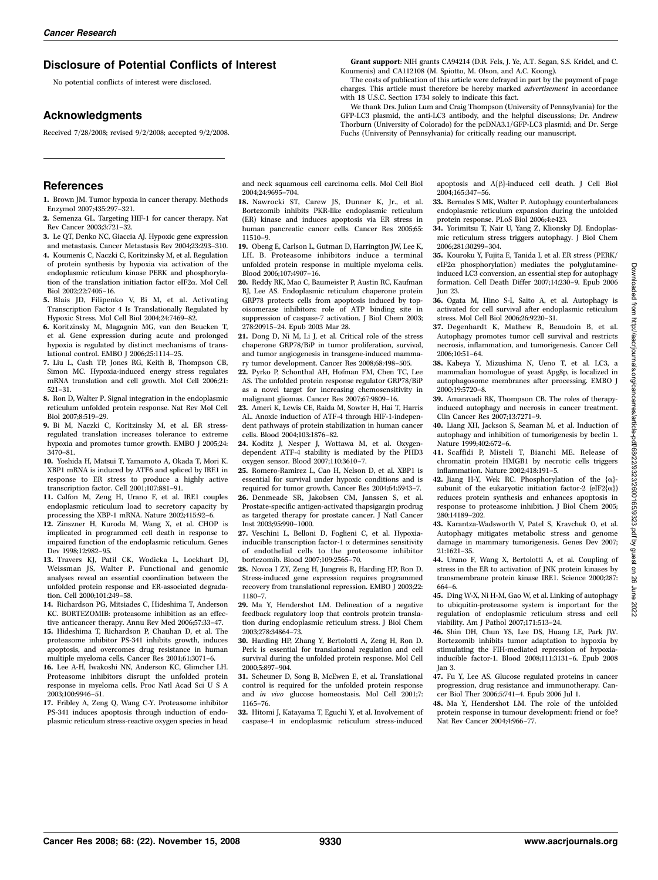## Disclosure of Potential Conflicts of Interest

No potential conflicts of interest were disclosed.

## Acknowledgments

Received 7/28/2008; revised 9/2/2008; accepted 9/2/2008.

**Grant support**: NIH grants CA94214 (D.R. Fels, J. Ye, A.T. Segan, S.S. Kridel, and C. Koumenis) and CA112108 (M. Spiotto, M. Olson, and A.C. Koong).

The costs of publication of this article were defrayed in part by the payment of page charges. This article must therefore be hereby marked *advertisement* in accordance with 18 U.S.C. Section 1734 solely to indicate this fact.

We thank Drs. Julian Lum and Craig Thompson (University of Pennsylvania) for the GFP-LC3 plasmid, the anti-LC3 antibody, and the helpful discussions; Dr. Andrew Thorburn (University of Colorado) for the pcDNA3.1/GFP-LC3 plasmid; and Dr. Serge Fuchs (University of Pennsylvania) for critically reading our manuscript.

## References

1. Brown JM. Tumor hypoxia in cancer therapy. Methods Enzymol 2007;435:297–321.
2. Semenza GL. Targeting HIF-1 for cancer therapy. Nat Rev Cancer 2003;3:721–32.
3. Le QT, Denko NC, Giaccia AJ. Hypoxic gene expression and metastasis. Cancer Metastasis Rev 2004;23:293–310.
4. Koumenis C, Naczki C, Koritzinsky M, et al. Regulation of protein synthesis by hypoxia via activation of the endoplasmic reticulum kinase PERK and phosphorylation of the translation initiation factor eIF2α. Mol Cell Biol 2002;22:7405–16.
5. Blais JD, Filipenko V, Bi M, et al. Activating Transcription Factor 4 Is Translationally Regulated by Hypoxic Stress. Mol Cell Biol 2004;24:7469–82.
6. Koritzinsky M, Magagnin MG, van den Beucken T, et al. Gene expression during acute and prolonged hypoxia is regulated by distinct mechanisms of translational control. EMBO J 2006;25:1114–25.
7. Liu L, Cash TP, Jones RG, Keith B, Thompson CB, Simon MC. Hypoxia-induced energy stress regulates mRNA translation and cell growth. Mol Cell 2006;21:521–31.
8. Ron D, Walter P. Signal integration in the endoplasmic reticulum unfolded protein response. Nat Rev Mol Cell Biol 2007;8:519–29.
9. Bi M, Naczki C, Koritzinsky M, et al. ER stress-regulated translation increases tolerance to extreme hypoxia and promotes tumor growth. EMBO J 2005;24:3470–81.
10. Yoshida H, Matsui T, Yamamoto A, Okada T, Mori K. XBP1 mRNA is induced by ATF6 and spliced by IRE1 in response to ER stress to produce a highly active transcription factor. Cell 2001;107:881–91.
11. Calfon M, Zeng H, Urano F, et al. IRE1 couples endoplasmic reticulum load to secretory capacity by processing the XBP-1 mRNA. Nature 2002;415:92–6.
12. Zinszner H, Kuroda M, Wang X, et al. CHOP is implicated in programmed cell death in response to impaired function of the endoplasmic reticulum. Genes Dev 1998;12:982–95.
13. Travers KJ, Patil CK, Wodicka L, Lockhart DJ, Weissman JS, Walter P. Functional and genomic analyses reveal an essential coordination between the unfolded protein response and ER-associated degradation. Cell 2000;101:249–58.
14. Richardson PG, Mitsiades C, Hideshima T, Anderson KC. BORTEZOMIB: proteasome inhibition as an effective anticancer therapy. Annu Rev Med 2006;57:33–47.
15. Hideshima T, Richardson P, Chauhan D, et al. The proteasome inhibitor PS-341 inhibits growth, induces apoptosis, and overcomes drug resistance in human multiple myeloma cells. Cancer Res 2001;61:3071–6.
16. Lee A-H, Iwakoshi NN, Anderson KC, Glimcher LH. Proteasome inhibitors disrupt the unfolded protein response in myeloma cells. Proc Natl Acad Sci U S A 2003;100:9946–51.
17. Fribley A, Zeng Q, Wang C-Y. Proteasome inhibitor PS-341 induces apoptosis through induction of endoplasmic reticulum stress-reactive oxygen species in head and neck squamous cell carcinoma cells. Mol Cell Biol 2004;24:9695–704.
18. Nawrocki ST, Carew JS, Dunner K, Jr., et al. Bortezomib inhibits PKR-like endoplasmic reticulum (ER) kinase and induces apoptosis via ER stress in human pancreatic cancer cells. Cancer Res 2005;65:11510–9.
19. Obeng EA, Carlson LM, Gutman DM, Harrington WJ, Lee KP, LH. B. Proteasome inhibitors induce a terminal unfolded protein response in multiple myeloma cells. Blood 2006;107:4907–16.
20. Reddy RK, Mao C, Baumeister P, Austin RC, Kaufman RJ, Lee AS. Endoplasmic reticulum chaperone protein GRP78 protects cells from apoptosis induced by topoisomerase inhibitors: role of ATP binding site in suppression of caspase-7 activation. J Biol Chem 2003;278:20915–24. Epub 2003 Mar 28.
21. Dong D, Ni M, Li J, et al. Critical role of the stress chaperone GRP78/BiP in tumor proliferation, survival, and tumor angiogenesis in transgene-induced mammary tumor development. Cancer Res 2008;68:498–505.
22. Pyrko P, Schonthal AH, Hofman FM, Chen TC, Lee AS. The unfolded protein response regulator GRP78/BiP as a novel target for increasing chemosensitivity in malignant gliomas. Cancer Res 2007;67:9809–16.
23. Ameri K, Lewis CE, Raida M, Sowter H, Hai T, Harris AL. Anoxic induction of ATF-4 through HIF-1-independent pathways of protein stabilization in human cancer cells. Blood 2004;103:1876–82.
24. Koditz J, Nesper J, Wottawa M, et al. Oxygen-dependent ATF-4 stability is mediated by the PHD3 oxygen sensor. Blood 2007;110:3610–7.
25. Romero-Ramirez L, Cao H, Nelson D, et al. XBP1 is essential for survival under hypoxic conditions and is required for tumor growth. Cancer Res 2004;64:5943–7.
26. Denmeade SR, Jakobsen CM, Janssen S, et al. Prostate-specific antigen-activated thapsigargin prodrug as targeted therapy for prostate cancer. J Natl Cancer Inst 2003;95:990–1000.
27. Veschini L, Belloni D, Foglieni C, et al. Hypoxia-inducible transcription factor-1 α determines sensitivity of endothelial cells to the proteosome inhibitor bortezomib. Blood 2007;109:2565–70.
28. Novoa I ZY, Zeng H, Jungreis R, Harding HP, Ron D. Stress-induced gene expression requires programmed recovery from translational repression. EMBO J 2003;22:1180–7.
29. Ma Y, Hendershot LM. Delineation of a negative feedback regulatory loop that controls protein translation during endoplasmic reticulum stress. J Biol Chem 2003;278:34864–73.
30. Harding HP, Zhang Y, Bertolotti A, Zeng H, Ron D. Perk is essential for translational regulation and cell survival during the unfolded protein response. Mol Cell 2000;5:897–904.
31. Scheuner D, Song B, McEwen E, et al. Translational control is required for the unfolded protein response and *in vivo* glucose homeostasis. Mol Cell 2001;7:1165–76.
32. Hitomi J, Katayama T, Eguchi Y, et al. Involvement of caspase-4 in endoplasmic reticulum stress-induced apoptosis and A{β}-induced cell death. J Cell Biol 2004;165:347–56.
33. Bernales S MK, Walter P. Autophagy counterbalances endoplasmic reticulum expansion during the unfolded protein response. PLoS Biol 2006;4:e423.
34. Yorimitsu T, Nair U, Yang Z, Klionsky DJ. Endoplasmic reticulum stress triggers autophagy. J Biol Chem 2006;281:30299–304.
35. Kouroku Y, Fujita E, Tanida I, et al. ER stress (PERK/eIF2α phosphorylation) mediates the polyglutamine-induced LC3 conversion, an essential step for autophagy formation. Cell Death Differ 2007;14:230–9. Epub 2006 Jun 23.
36. Ogata M, Hino S-I, Saito A, et al. Autophagy is activated for cell survival after endoplasmic reticulum stress. Mol Cell Biol 2006;26:9220–31.
37. Degenhardt K, Mathew R, Beaudoin B, et al. Autophagy promotes tumor cell survival and restricts necrosis, inflammation, and tumorigenesis. Cancer Cell 2006;10:51–64.
38. Kabeya Y, Mizushima N, Ueno T, et al. LC3, a mammalian homologue of yeast Apg8p, is localized in autophagosome membranes after processing. EMBO J 2000;19:5720–8.
39. Amaravadi RK, Thompson CB. The roles of therapy-induced autophagy and necrosis in cancer treatment. Clin Cancer Res 2007;13:7271–9.
40. Liang XH, Jackson S, Seaman M, et al. Induction of autophagy and inhibition of tumorigenesis by beclin 1. Nature 1999;402:672–6.
41. Scaffidi P, Misteli T, Bianchi ME. Release of chromatin protein HMGB1 by necrotic cells triggers inflammation. Nature 2002;418:191–5.
42. Jiang H-Y, Wek RC. Phosphorylation of the {α}-subunit of the eukaryotic initiation factor-2 (eIF2{α}) reduces protein synthesis and enhances apoptosis in response to proteasome inhibition. J Biol Chem 2005;280:14189–202.
43. Karantza-Wadsworth V, Patel S, Kravchuk O, et al. Autophagy mitigates metabolic stress and genome damage in mammary tumorigenesis. Genes Dev 2007;21:1621–35.
44. Urano F, Wang X, Bertolotti A, et al. Coupling of stress in the ER to activation of JNK protein kinases by transmembrane protein kinase IRE1. Science 2000;287:664–6.
45. Ding W-X, Ni H-M, Gao W, et al. Linking of autophagy to ubiquitin-proteasome system is important for the regulation of endoplasmic reticulum stress and cell viability. Am J Pathol 2007;171:513–24.
46. Shin DH, Chun YS, Lee DS, Huang LE, Park JW. Bortezomib inhibits tumor adaptation to hypoxia by stimulating the FIH-mediated repression of hypoxia-inducible factor-1. Blood 2008;111:3131–6. Epub 2008 Jan 3.
47. Fu Y, Lee AS. Glucose regulated proteins in cancer progression, drug resistance and immunotherapy. Cancer Biol Ther 2006;5:741–4. Epub 2006 Jul 1.
48. Ma Y, Hendershot LM. The role of the unfolded protein response in tumour development: friend or foe? Nat Rev Cancer 2004;4:966–77.